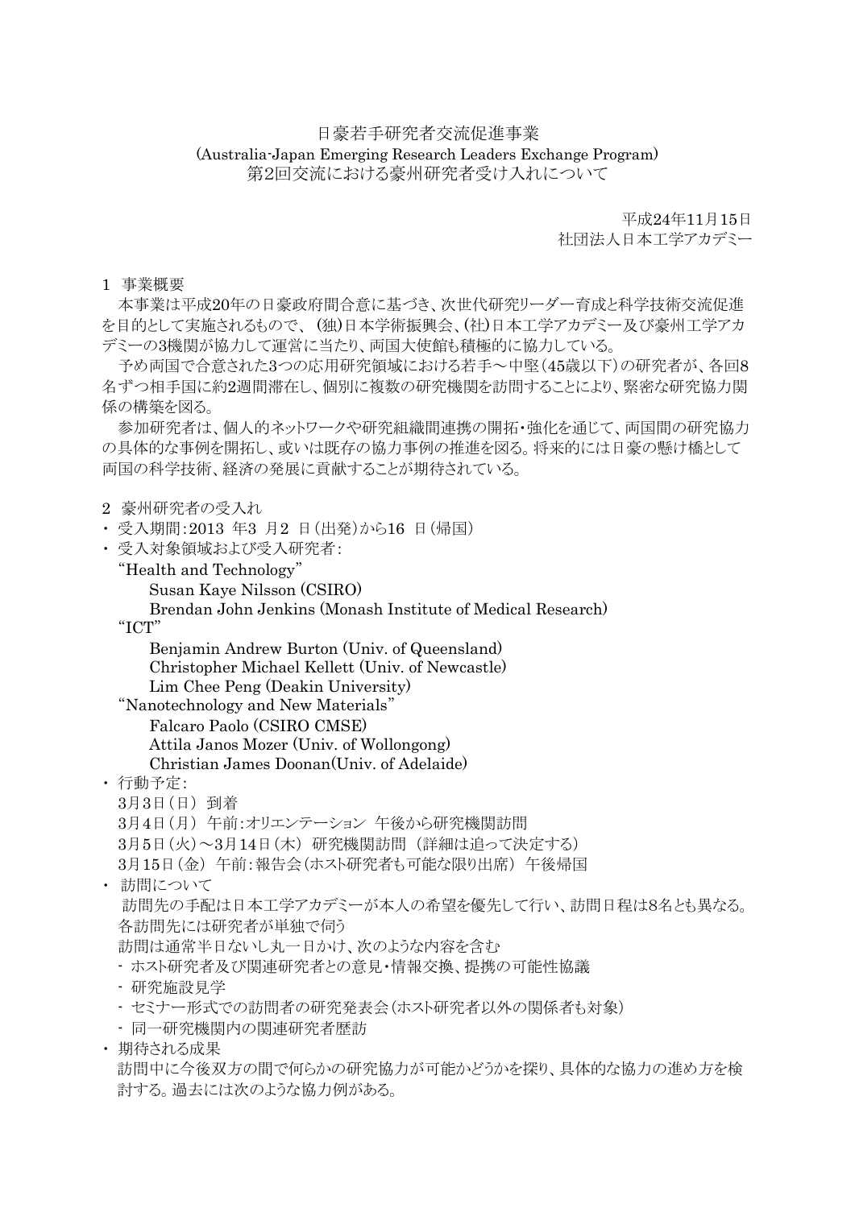# 日豪若手研究者交流促進事業
# (Australia-Japan Emerging Research Leaders Exchange Program)
# 第2回交流における豪州研究者受け入れについて

平成24年11月15日
社団法人日本工学アカデミー

## 1 事業概要

本事業は平成20年の日豪政府間合意に基づき、次世代研究リーダー育成と科学技術交流促進を目的として実施されるもので、 (独)日本学術振興会、(社)日本工学アカデミー及び豪州工学アカデミーの3機関が協力して運営に当たり、両国大使館も積極的に協力している。

予め両国で合意された3つの応用研究領域における若手～中堅(45歳以下)の研究者が、各回8名ずつ相手国に約2週間滞在し、個別に複数の研究機関を訪問することにより、緊密な研究協力関係の構築を図る。

参加研究者は、個人的ネットワークや研究組織間連携の開拓・強化を通じて、両国間の研究協力の具体的な事例を開拓し、或いは既存の協力事例の推進を図る。将来的には日豪の懸け橋として両国の科学技術、経済の発展に貢献することが期待されている。

## 2 豪州研究者の受入れ

- 受入期間:2013 年3 月2 日(出発)から16 日(帰国)
- 受入対象領域および受入研究者:
  - “Health and Technology”
    - Susan Kaye Nilsson (CSIRO)
    - Brendan John Jenkins (Monash Institute of Medical Research)
  - “ICT”
    - Benjamin Andrew Burton (Univ. of Queensland)
    - Christopher Michael Kellett (Univ. of Newcastle)
    - Lim Chee Peng (Deakin University)
  - “Nanotechnology and New Materials”
    - Falcaro Paolo (CSIRO CMSE)
    - Attila Janos Mozer (Univ. of Wollongong)
    - Christian James Doonan(Univ. of Adelaide)
- 行動予定:
  - 3月3日(日) 到着
  - 3月4日(月) 午前:オリエンテーション 午後から研究機関訪問
  - 3月5日(火)～3月14日(木) 研究機関訪問 (詳細は追って決定する)
  - 3月15日(金) 午前:報告会(ホスト研究者も可能な限り出席) 午後帰国
- 訪問について

  訪問先の手配は日本工学アカデミーが本人の希望を優先して行い、訪問日程は8名とも異なる。各訪問先には研究者が単独で伺う

  訪問は通常半日ないし丸一日かけ、次のような内容を含む
  - ホスト研究者及び関連研究者との意見・情報交換、提携の可能性協議
  - 研究施設見学
  - セミナー形式での訪問者の研究発表会(ホスト研究者以外の関係者も対象)
  - 同一研究機関内の関連研究者歴訪
- 期待される成果

  訪問中に今後双方の間で何らかの研究協力が可能かどうかを探り、具体的な協力の進め方を検討する。過去には次のような協力例がある。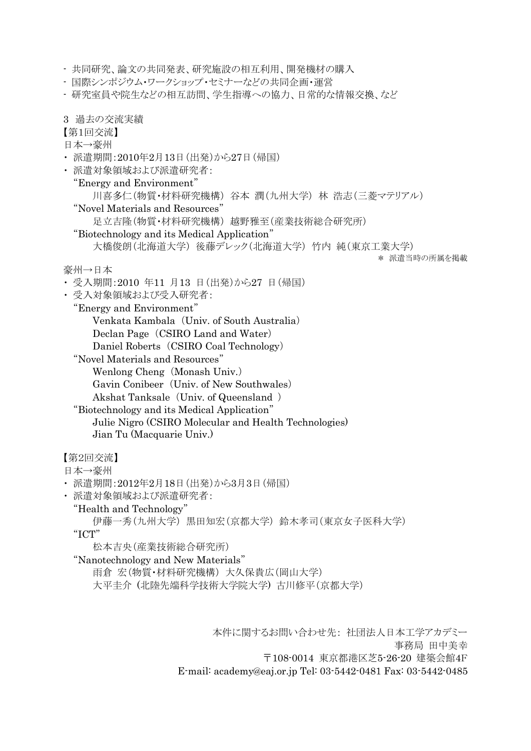- 共同研究、論文の共同発表、研究施設の相互利用、開発機材の購入
- 国際シンポジウム・ワークショップ・セミナーなどの共同企画・運営
- 研究室員や院生などの相互訪問、学生指導への協力、日常的な情報交換、など

3　過去の交流実績

【第1回交流】

日本→豪州

- 派遣期間：2010年2月13日（出発）から27日（帰国）
- 派遣対象領域および派遣研究者：

  "Energy and Environment"

  川喜多仁（物質・材料研究機構）　谷本　潤（九州大学）　林　浩志（三菱マテリアル）

  "Novel Materials and Resources"

  足立吉隆（物質・材料研究機構）　越野雅至（産業技術総合研究所）

  "Biotechnology and its Medical Application"

  大橋俊朗（北海道大学）　後藤デレック（北海道大学）　竹内　純（東京工業大学）

＊ 派遣当時の所属を掲載

豪州→日本

- 受入期間：2010 年11 月13 日（出発）から27 日（帰国）
- 受入対象領域および受入研究者：

  "Energy and Environment"

  Venkata Kambala（Univ. of South Australia）
  Declan Page（CSIRO Land and Water）
  Daniel Roberts（CSIRO Coal Technology）

  "Novel Materials and Resources"

  Wenlong Cheng（Monash Univ.）
  Gavin Conibeer（Univ. of New Southwales）
  Akshat Tanksale（Univ. of Queensland ）

  "Biotechnology and its Medical Application"

  Julie Nigro (CSIRO Molecular and Health Technologies)
  Jian Tu (Macquarie Univ.)

【第2回交流】

日本→豪州

- 派遣期間：2012年2月18日（出発）から3月3日（帰国）
- 派遣対象領域および派遣研究者：

  "Health and Technology"

  伊藤一秀（九州大学）　黒田知宏（京都大学）　鈴木孝司（東京女子医科大学）

  "ICT"

  松本吉央（産業技術総合研究所）

  "Nanotechnology and New Materials"

  雨倉　宏（物質・材料研究機構）　大久保貴広（岡山大学）
  大平圭介（北陸先端科学技術大学院大学）　古川修平（京都大学）

本件に関するお問い合わせ先：　社団法人日本工学アカデミー
事務局　田中美幸
〒108-0014　東京都港区芝5-26-20　建築会館4F
E-mail: academy@eaj.or.jp Tel: 03-5442-0481 Fax: 03-5442-0485